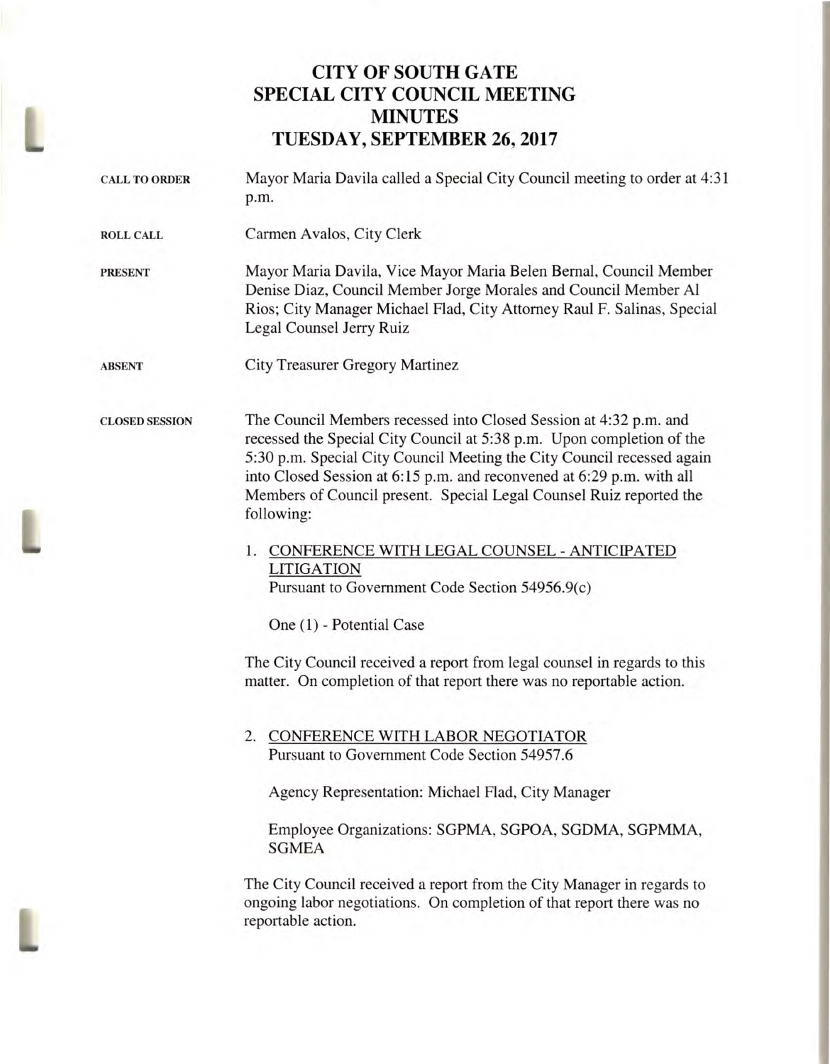# CITY OF SOUTH GATE
# SPECIAL CITY COUNCIL MEETING
# MINUTES
# TUESDAY, SEPTEMBER 26, 2017

**CALL TO ORDER**

Mayor Maria Davila called a Special City Council meeting to order at 4:31 p.m.

**ROLL CALL**

Carmen Avalos, City Clerk

**PRESENT**

Mayor Maria Davila, Vice Mayor Maria Belen Bernal, Council Member Denise Diaz, Council Member Jorge Morales and Council Member Al Rios; City Manager Michael Flad, City Attorney Raul F. Salinas, Special Legal Counsel Jerry Ruiz

**ABSENT**

City Treasurer Gregory Martinez

**CLOSED SESSION**

The Council Members recessed into Closed Session at 4:32 p.m. and recessed the Special City Council at 5:38 p.m. Upon completion of the 5:30 p.m. Special City Council Meeting the City Council recessed again into Closed Session at 6:15 p.m. and reconvened at 6:29 p.m. with all Members of Council present. Special Legal Counsel Ruiz reported the following:

1. CONFERENCE WITH LEGAL COUNSEL - ANTICIPATED LITIGATION
   Pursuant to Government Code Section 54956.9(c)

   One (1) - Potential Case

The City Council received a report from legal counsel in regards to this matter. On completion of that report there was no reportable action.

2. CONFERENCE WITH LABOR NEGOTIATOR
   Pursuant to Government Code Section 54957.6

   Agency Representation: Michael Flad, City Manager

   Employee Organizations: SGPMA, SGPOA, SGDMA, SGPMMA, SGMEA

The City Council received a report from the City Manager in regards to ongoing labor negotiations. On completion of that report there was no reportable action.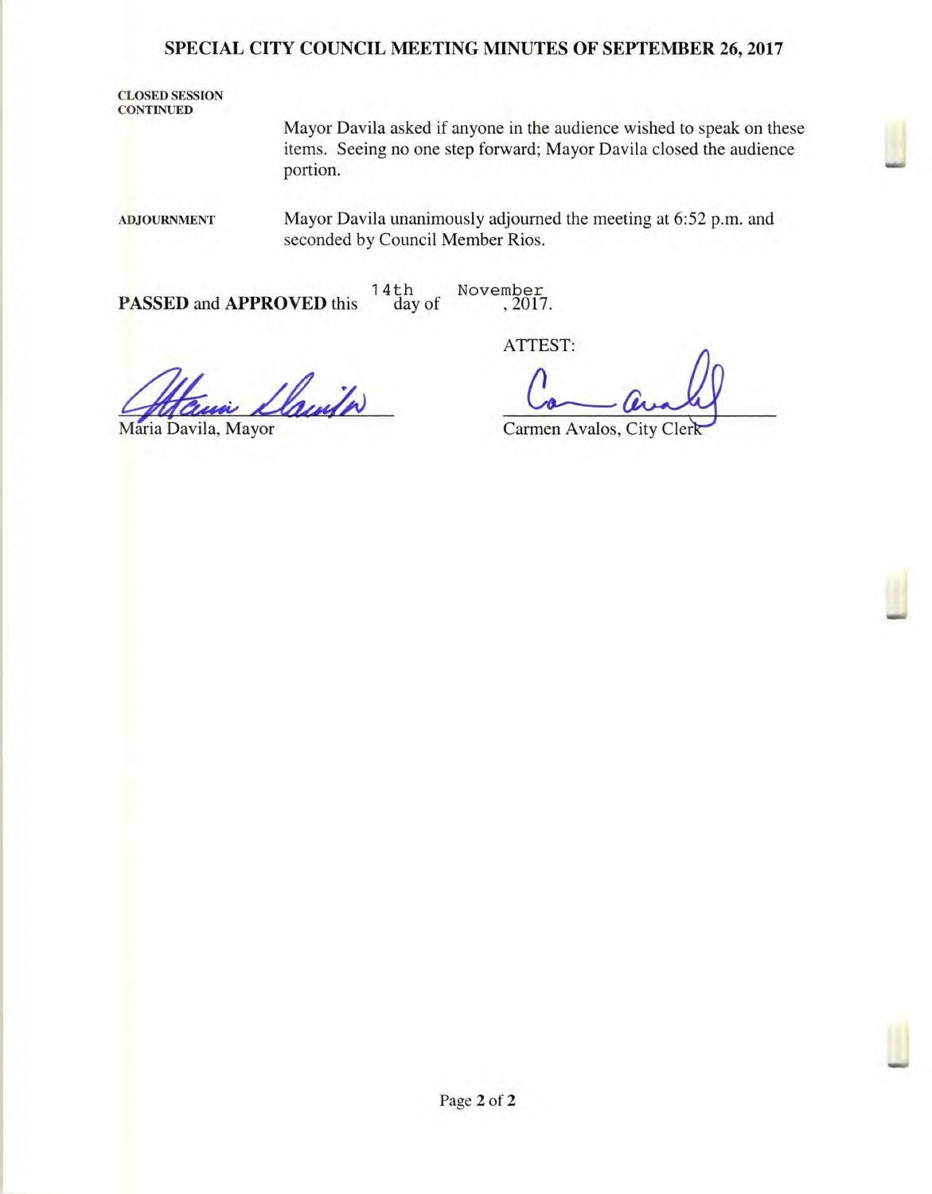**CLOSED SESSION CONTINUED**

Mayor Davila asked if anyone in the audience wished to speak on these items. Seeing no one step forward; Mayor Davila closed the audience portion.

**ADJOURNMENT**

Mayor Davila unanimously adjourned the meeting at 6:52 p.m. and seconded by Council Member Rios.

**PASSED** and **APPROVED** this 14th day of November, 2017.

Maria Davila, Mayor

ATTEST:

Carmen Avalos, City Clerk